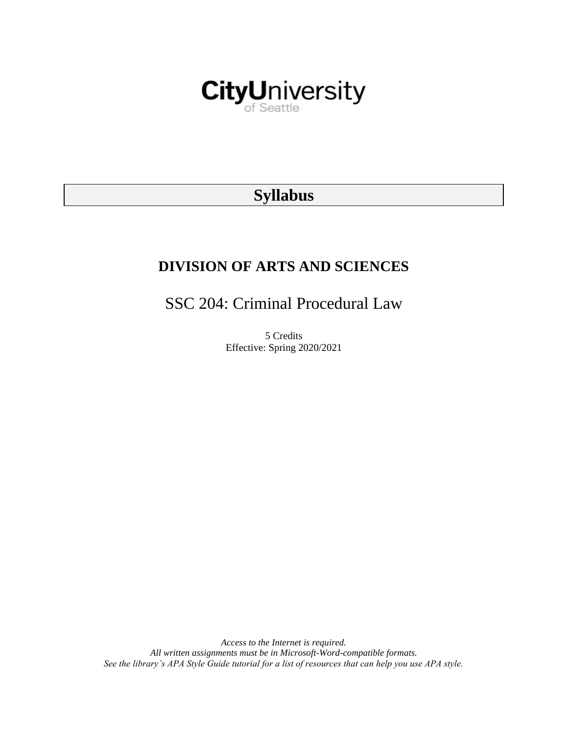CityUniversity of Seattle

# Syllabus

## DIVISION OF ARTS AND SCIENCES

## SSC 204: Criminal Procedural Law

5 Credits
Effective: Spring 2020/2021

*Access to the Internet is required.*
*All written assignments must be in Microsoft-Word-compatible formats.*
*See the library's APA Style Guide tutorial for a list of resources that can help you use APA style.*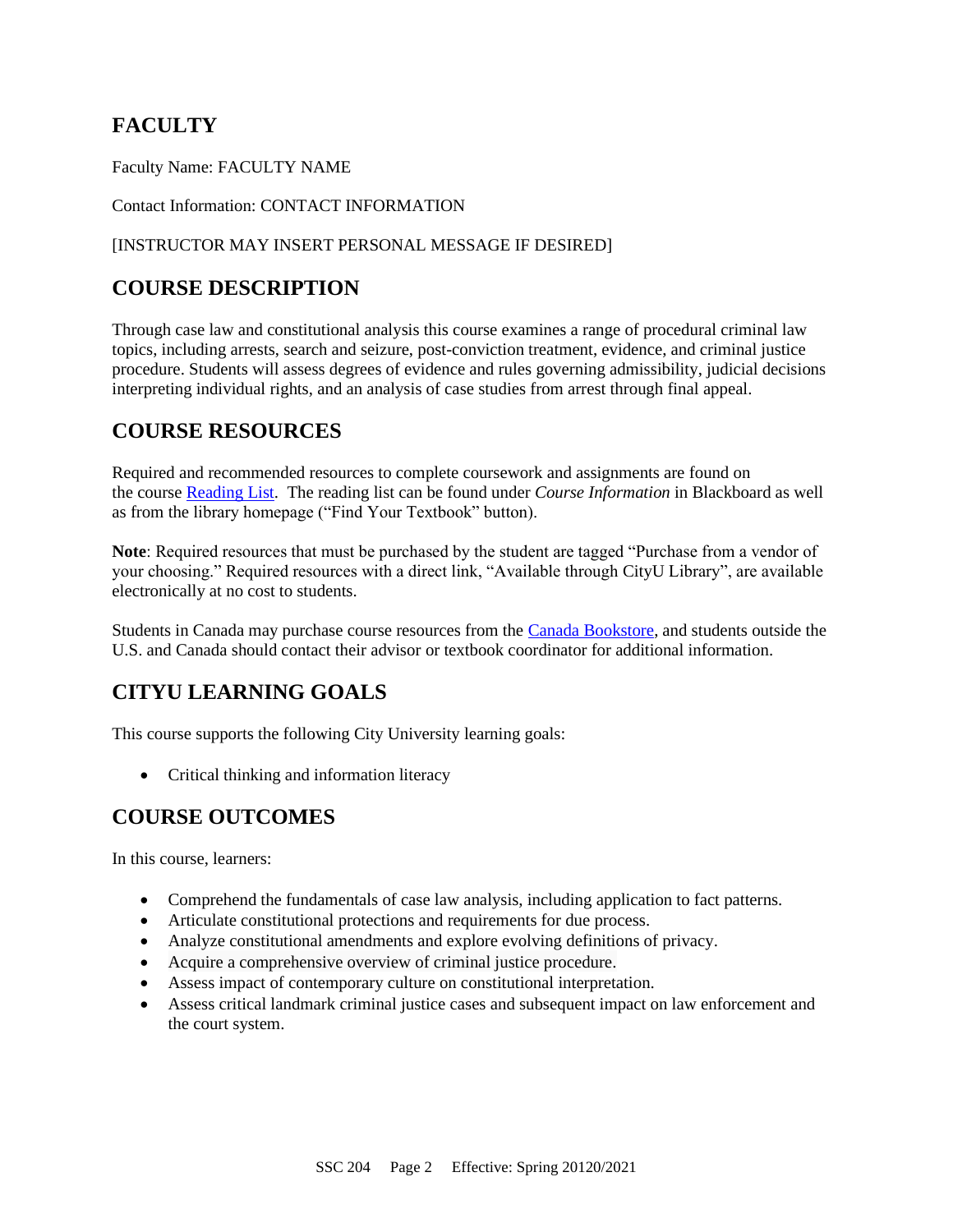## FACULTY

Faculty Name: FACULTY NAME

Contact Information: CONTACT INFORMATION

[INSTRUCTOR MAY INSERT PERSONAL MESSAGE IF DESIRED]

## COURSE DESCRIPTION

Through case law and constitutional analysis this course examines a range of procedural criminal law topics, including arrests, search and seizure, post-conviction treatment, evidence, and criminal justice procedure. Students will assess degrees of evidence and rules governing admissibility, judicial decisions interpreting individual rights, and an analysis of case studies from arrest through final appeal.

## COURSE RESOURCES

Required and recommended resources to complete coursework and assignments are found on the course Reading List. The reading list can be found under *Course Information* in Blackboard as well as from the library homepage ("Find Your Textbook" button).

**Note**: Required resources that must be purchased by the student are tagged "Purchase from a vendor of your choosing." Required resources with a direct link, "Available through CityU Library", are available electronically at no cost to students.

Students in Canada may purchase course resources from the Canada Bookstore, and students outside the U.S. and Canada should contact their advisor or textbook coordinator for additional information.

## CITYU LEARNING GOALS

This course supports the following City University learning goals:

- Critical thinking and information literacy

## COURSE OUTCOMES

In this course, learners:

- Comprehend the fundamentals of case law analysis, including application to fact patterns.
- Articulate constitutional protections and requirements for due process.
- Analyze constitutional amendments and explore evolving definitions of privacy.
- Acquire a comprehensive overview of criminal justice procedure.
- Assess impact of contemporary culture on constitutional interpretation.
- Assess critical landmark criminal justice cases and subsequent impact on law enforcement and the court system.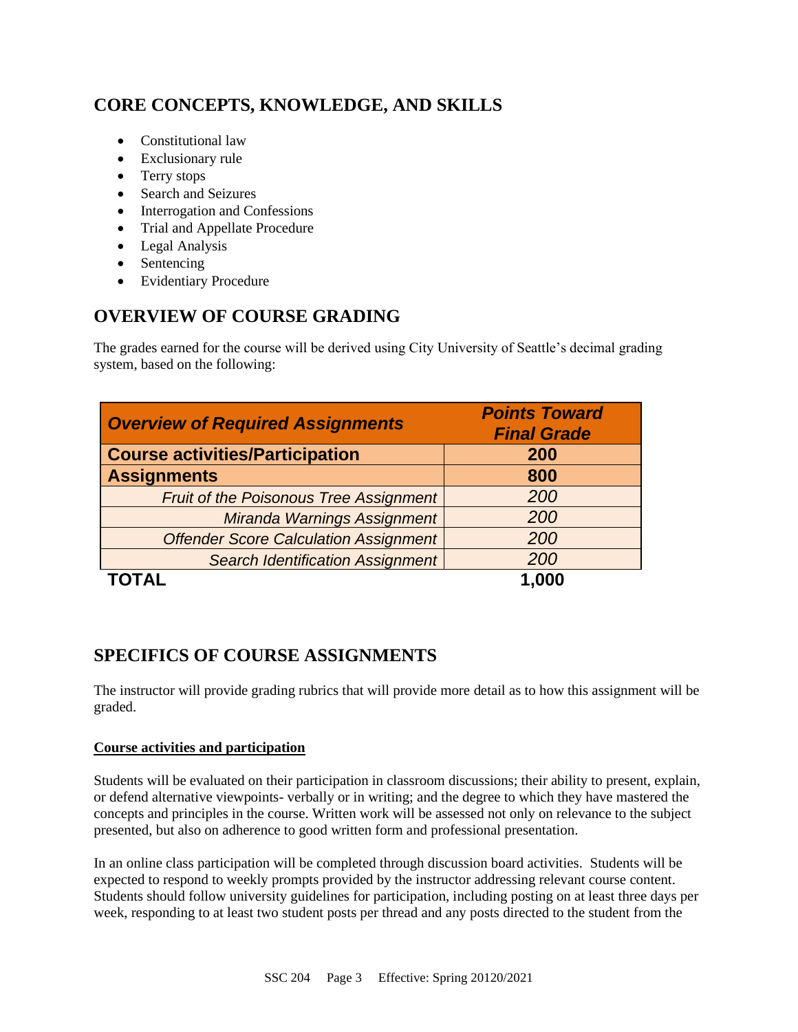## CORE CONCEPTS, KNOWLEDGE, AND SKILLS

- Constitutional law
- Exclusionary rule
- Terry stops
- Search and Seizures
- Interrogation and Confessions
- Trial and Appellate Procedure
- Legal Analysis
- Sentencing
- Evidentiary Procedure

## OVERVIEW OF COURSE GRADING

The grades earned for the course will be derived using City University of Seattle's decimal grading system, based on the following:

| *Overview of Required Assignments* | *Points Toward Final Grade* |
|---|---|
| **Course activities/Participation** | **200** |
| **Assignments** | **800** |
| *Fruit of the Poisonous Tree Assignment* | *200* |
| *Miranda Warnings Assignment* | *200* |
| *Offender Score Calculation Assignment* | *200* |
| *Search Identification Assignment* | *200* |
| **TOTAL** | **1,000** |

## SPECIFICS OF COURSE ASSIGNMENTS

The instructor will provide grading rubrics that will provide more detail as to how this assignment will be graded.

**Course activities and participation**

Students will be evaluated on their participation in classroom discussions; their ability to present, explain, or defend alternative viewpoints- verbally or in writing; and the degree to which they have mastered the concepts and principles in the course. Written work will be assessed not only on relevance to the subject presented, but also on adherence to good written form and professional presentation.

In an online class participation will be completed through discussion board activities. Students will be expected to respond to weekly prompts provided by the instructor addressing relevant course content. Students should follow university guidelines for participation, including posting on at least three days per week, responding to at least two student posts per thread and any posts directed to the student from the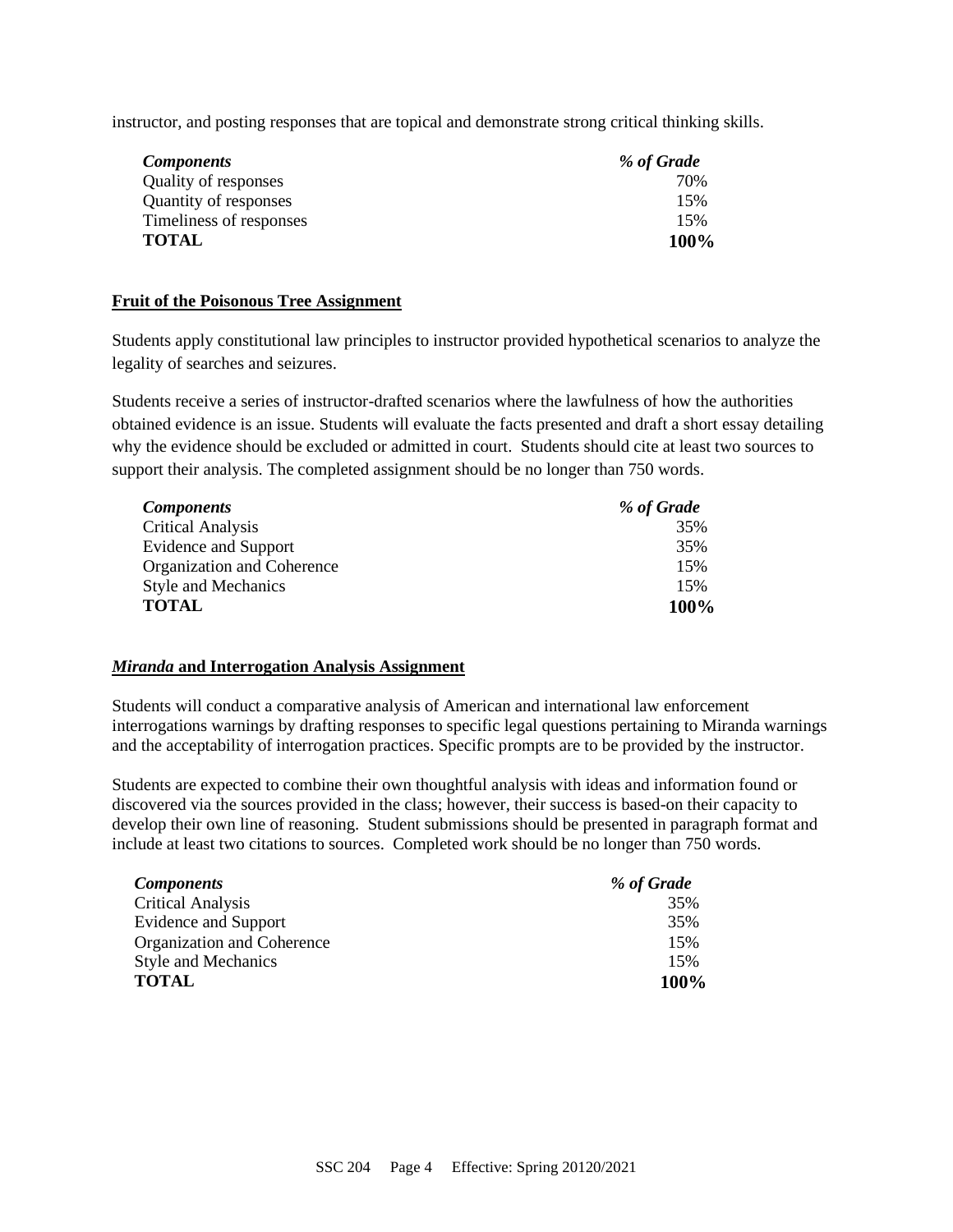instructor, and posting responses that are topical and demonstrate strong critical thinking skills.

| *Components* | *% of Grade* |
|---|---|
| Quality of responses | 70% |
| Quantity of responses | 15% |
| Timeliness of responses | 15% |
| **TOTAL** | **100%** |

**Fruit of the Poisonous Tree Assignment**

Students apply constitutional law principles to instructor provided hypothetical scenarios to analyze the legality of searches and seizures.

Students receive a series of instructor-drafted scenarios where the lawfulness of how the authorities obtained evidence is an issue. Students will evaluate the facts presented and draft a short essay detailing why the evidence should be excluded or admitted in court. Students should cite at least two sources to support their analysis. The completed assignment should be no longer than 750 words.

| *Components* | *% of Grade* |
|---|---|
| Critical Analysis | 35% |
| Evidence and Support | 35% |
| Organization and Coherence | 15% |
| Style and Mechanics | 15% |
| **TOTAL** | **100%** |

***Miranda*** **and Interrogation Analysis Assignment**

Students will conduct a comparative analysis of American and international law enforcement interrogations warnings by drafting responses to specific legal questions pertaining to Miranda warnings and the acceptability of interrogation practices. Specific prompts are to be provided by the instructor.

Students are expected to combine their own thoughtful analysis with ideas and information found or discovered via the sources provided in the class; however, their success is based-on their capacity to develop their own line of reasoning. Student submissions should be presented in paragraph format and include at least two citations to sources. Completed work should be no longer than 750 words.

| *Components* | *% of Grade* |
|---|---|
| Critical Analysis | 35% |
| Evidence and Support | 35% |
| Organization and Coherence | 15% |
| Style and Mechanics | 15% |
| **TOTAL** | **100%** |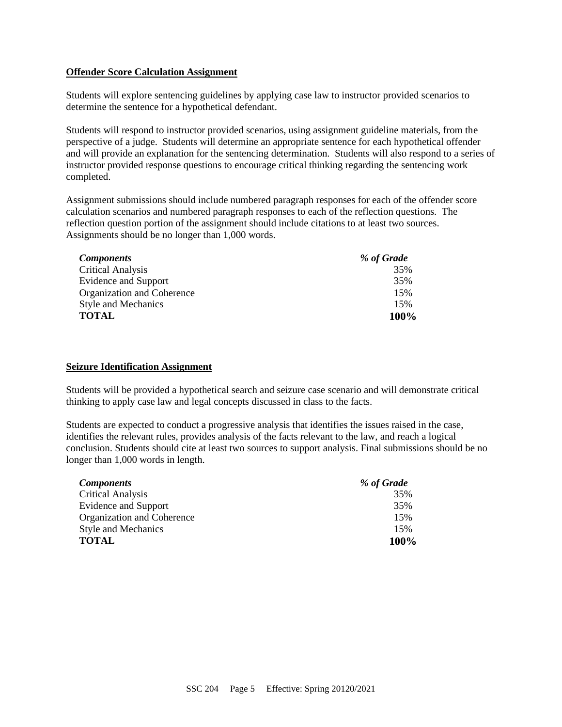**Offender Score Calculation Assignment**

Students will explore sentencing guidelines by applying case law to instructor provided scenarios to determine the sentence for a hypothetical defendant.

Students will respond to instructor provided scenarios, using assignment guideline materials, from the perspective of a judge. Students will determine an appropriate sentence for each hypothetical offender and will provide an explanation for the sentencing determination. Students will also respond to a series of instructor provided response questions to encourage critical thinking regarding the sentencing work completed.

Assignment submissions should include numbered paragraph responses for each of the offender score calculation scenarios and numbered paragraph responses to each of the reflection questions. The reflection question portion of the assignment should include citations to at least two sources. Assignments should be no longer than 1,000 words.

| *Components* | *% of Grade* |
| --- | --- |
| Critical Analysis | 35% |
| Evidence and Support | 35% |
| Organization and Coherence | 15% |
| Style and Mechanics | 15% |
| **TOTAL** | **100%** |

**Seizure Identification Assignment**

Students will be provided a hypothetical search and seizure case scenario and will demonstrate critical thinking to apply case law and legal concepts discussed in class to the facts.

Students are expected to conduct a progressive analysis that identifies the issues raised in the case, identifies the relevant rules, provides analysis of the facts relevant to the law, and reach a logical conclusion. Students should cite at least two sources to support analysis. Final submissions should be no longer than 1,000 words in length.

| *Components* | *% of Grade* |
| --- | --- |
| Critical Analysis | 35% |
| Evidence and Support | 35% |
| Organization and Coherence | 15% |
| Style and Mechanics | 15% |
| **TOTAL** | **100%** |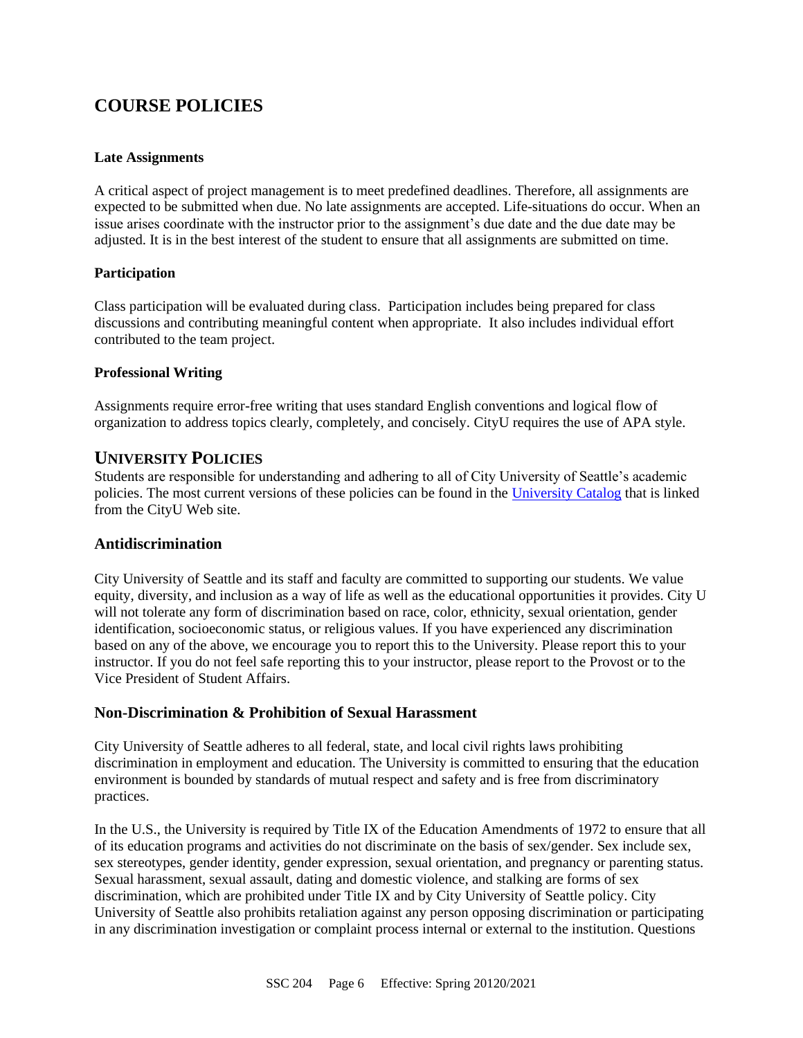# COURSE POLICIES

### Late Assignments

A critical aspect of project management is to meet predefined deadlines. Therefore, all assignments are expected to be submitted when due. No late assignments are accepted. Life-situations do occur. When an issue arises coordinate with the instructor prior to the assignment's due date and the due date may be adjusted. It is in the best interest of the student to ensure that all assignments are submitted on time.

### Participation

Class participation will be evaluated during class. Participation includes being prepared for class discussions and contributing meaningful content when appropriate. It also includes individual effort contributed to the team project.

### Professional Writing

Assignments require error-free writing that uses standard English conventions and logical flow of organization to address topics clearly, completely, and concisely. CityU requires the use of APA style.

## UNIVERSITY POLICIES

Students are responsible for understanding and adhering to all of City University of Seattle's academic policies. The most current versions of these policies can be found in the University Catalog that is linked from the CityU Web site.

## Antidiscrimination

City University of Seattle and its staff and faculty are committed to supporting our students. We value equity, diversity, and inclusion as a way of life as well as the educational opportunities it provides. City U will not tolerate any form of discrimination based on race, color, ethnicity, sexual orientation, gender identification, socioeconomic status, or religious values. If you have experienced any discrimination based on any of the above, we encourage you to report this to the University. Please report this to your instructor. If you do not feel safe reporting this to your instructor, please report to the Provost or to the Vice President of Student Affairs.

## Non-Discrimination & Prohibition of Sexual Harassment

City University of Seattle adheres to all federal, state, and local civil rights laws prohibiting discrimination in employment and education. The University is committed to ensuring that the education environment is bounded by standards of mutual respect and safety and is free from discriminatory practices.

In the U.S., the University is required by Title IX of the Education Amendments of 1972 to ensure that all of its education programs and activities do not discriminate on the basis of sex/gender. Sex include sex, sex stereotypes, gender identity, gender expression, sexual orientation, and pregnancy or parenting status. Sexual harassment, sexual assault, dating and domestic violence, and stalking are forms of sex discrimination, which are prohibited under Title IX and by City University of Seattle policy. City University of Seattle also prohibits retaliation against any person opposing discrimination or participating in any discrimination investigation or complaint process internal or external to the institution. Questions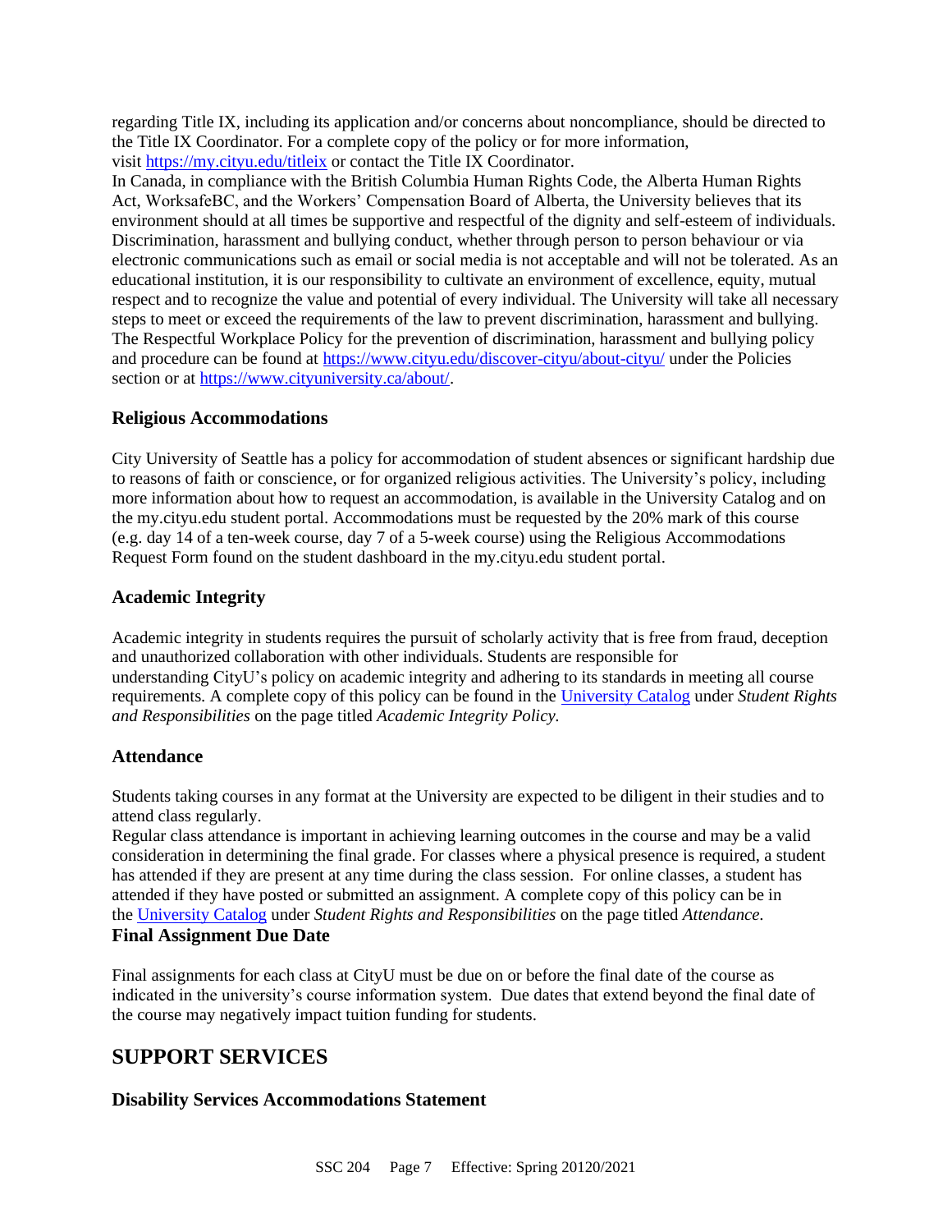regarding Title IX, including its application and/or concerns about noncompliance, should be directed to the Title IX Coordinator. For a complete copy of the policy or for more information, visit [https://my.cityu.edu/titleix](https://my.cityu.edu/titleix) or contact the Title IX Coordinator.

In Canada, in compliance with the British Columbia Human Rights Code, the Alberta Human Rights Act, WorksafeBC, and the Workers' Compensation Board of Alberta, the University believes that its environment should at all times be supportive and respectful of the dignity and self-esteem of individuals. Discrimination, harassment and bullying conduct, whether through person to person behaviour or via electronic communications such as email or social media is not acceptable and will not be tolerated. As an educational institution, it is our responsibility to cultivate an environment of excellence, equity, mutual respect and to recognize the value and potential of every individual. The University will take all necessary steps to meet or exceed the requirements of the law to prevent discrimination, harassment and bullying. The Respectful Workplace Policy for the prevention of discrimination, harassment and bullying policy and procedure can be found at [https://www.cityu.edu/discover-cityu/about-cityu/](https://www.cityu.edu/discover-cityu/about-cityu/) under the Policies section or at [https://www.cityuniversity.ca/about/](https://www.cityuniversity.ca/about/).

### Religious Accommodations

City University of Seattle has a policy for accommodation of student absences or significant hardship due to reasons of faith or conscience, or for organized religious activities. The University's policy, including more information about how to request an accommodation, is available in the University Catalog and on the my.cityu.edu student portal. Accommodations must be requested by the 20% mark of this course (e.g. day 14 of a ten-week course, day 7 of a 5-week course) using the Religious Accommodations Request Form found on the student dashboard in the my.cityu.edu student portal.

### Academic Integrity

Academic integrity in students requires the pursuit of scholarly activity that is free from fraud, deception and unauthorized collaboration with other individuals. Students are responsible for understanding CityU's policy on academic integrity and adhering to its standards in meeting all course requirements. A complete copy of this policy can be found in the University Catalog under *Student Rights and Responsibilities* on the page titled *Academic Integrity Policy.*

### Attendance

Students taking courses in any format at the University are expected to be diligent in their studies and to attend class regularly.

Regular class attendance is important in achieving learning outcomes in the course and may be a valid consideration in determining the final grade. For classes where a physical presence is required, a student has attended if they are present at any time during the class session. For online classes, a student has attended if they have posted or submitted an assignment. A complete copy of this policy can be in the University Catalog under *Student Rights and Responsibilities* on the page titled *Attendance.*

### Final Assignment Due Date

Final assignments for each class at CityU must be due on or before the final date of the course as indicated in the university's course information system. Due dates that extend beyond the final date of the course may negatively impact tuition funding for students.

## SUPPORT SERVICES

### Disability Services Accommodations Statement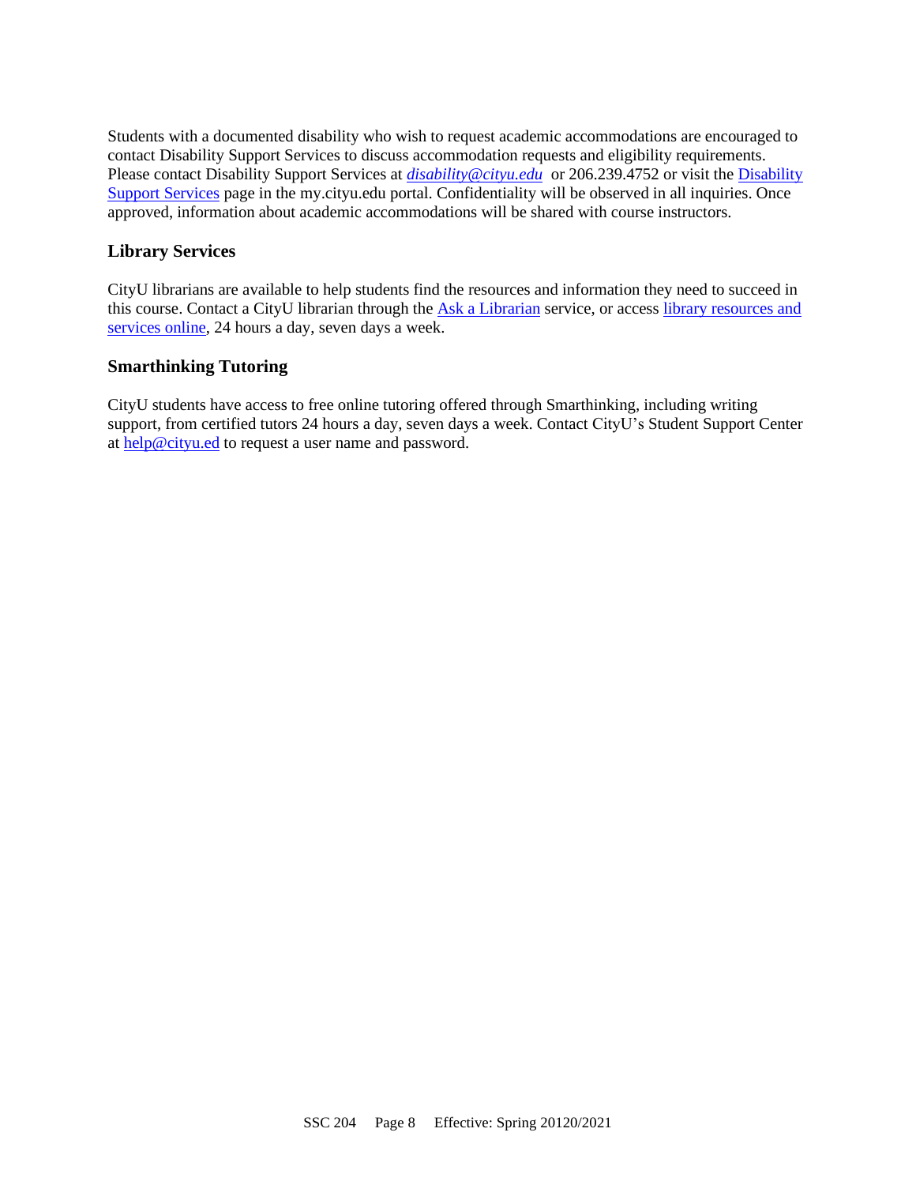Students with a documented disability who wish to request academic accommodations are encouraged to contact Disability Support Services to discuss accommodation requests and eligibility requirements. Please contact Disability Support Services at *disability@cityu.edu* or 206.239.4752 or visit the Disability Support Services page in the my.cityu.edu portal. Confidentiality will be observed in all inquiries. Once approved, information about academic accommodations will be shared with course instructors.

### Library Services

CityU librarians are available to help students find the resources and information they need to succeed in this course. Contact a CityU librarian through the Ask a Librarian service, or access library resources and services online, 24 hours a day, seven days a week.

### Smarthinking Tutoring

CityU students have access to free online tutoring offered through Smarthinking, including writing support, from certified tutors 24 hours a day, seven days a week. Contact CityU's Student Support Center at help@cityu.ed to request a user name and password.